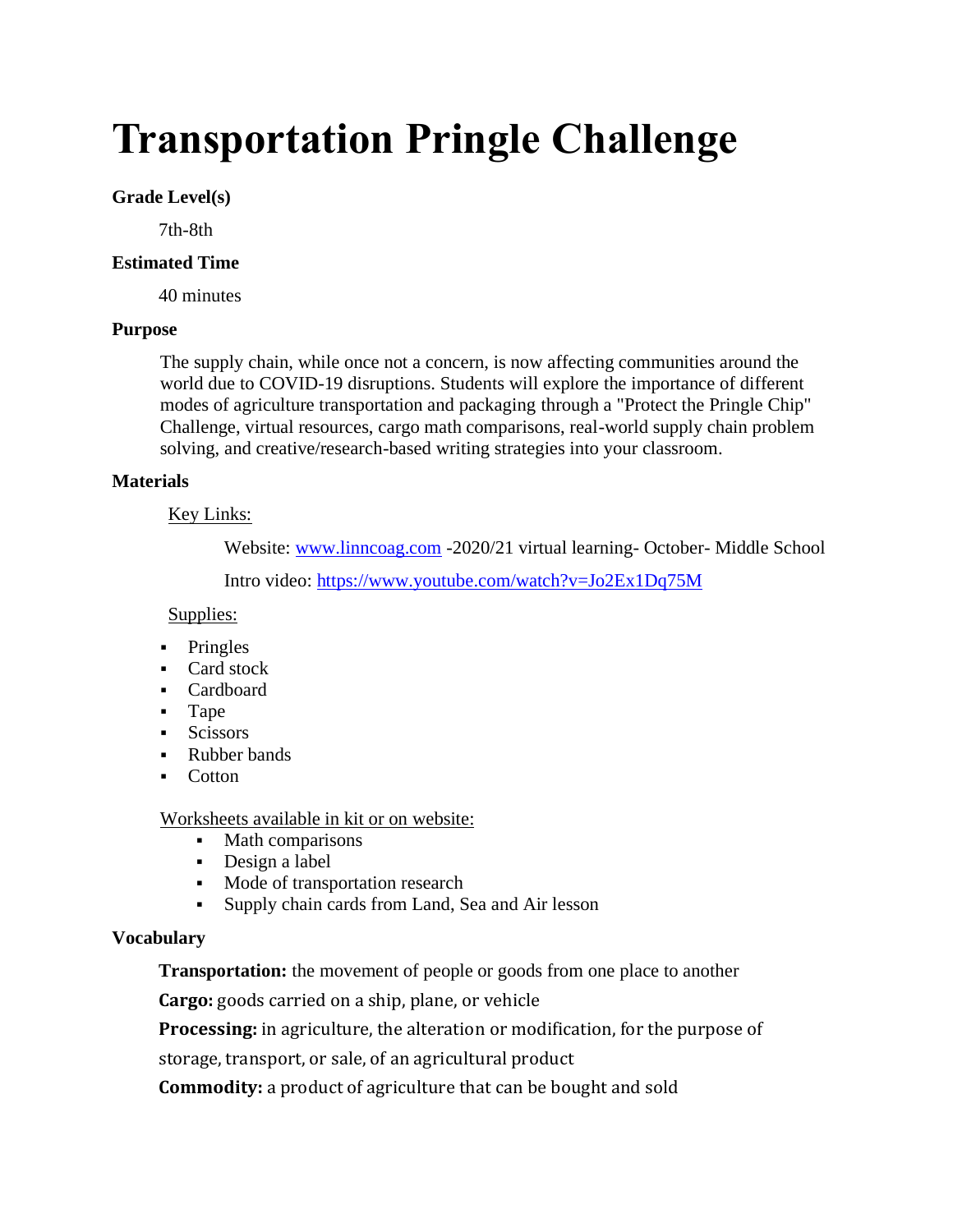# Transportation Pringle Challenge

**Grade Level(s)**

7th-8th

**Estimated Time**

40 minutes

**Purpose**

The supply chain, while once not a concern, is now affecting communities around the world due to COVID-19 disruptions. Students will explore the importance of different modes of agriculture transportation and packaging through a "Protect the Pringle Chip" Challenge, virtual resources, cargo math comparisons, real-world supply chain problem solving, and creative/research-based writing strategies into your classroom.

**Materials**

Key Links:

Website: [www.linncoag.com](http://www.linncoag.com) -2020/21 virtual learning- October- Middle School

Intro video: [https://www.youtube.com/watch?v=Jo2Ex1Dq75M](https://www.youtube.com/watch?v=Jo2Ex1Dq75M)

Supplies:

- Pringles
- Card stock
- Cardboard
- Tape
- Scissors
- Rubber bands
- Cotton

Worksheets available in kit or on website:

- Math comparisons
- Design a label
- Mode of transportation research
- Supply chain cards from Land, Sea and Air lesson

**Vocabulary**

**Transportation:** the movement of people or goods from one place to another

**Cargo:** goods carried on a ship, plane, or vehicle

**Processing:** in agriculture, the alteration or modification, for the purpose of storage, transport, or sale, of an agricultural product

**Commodity:** a product of agriculture that can be bought and sold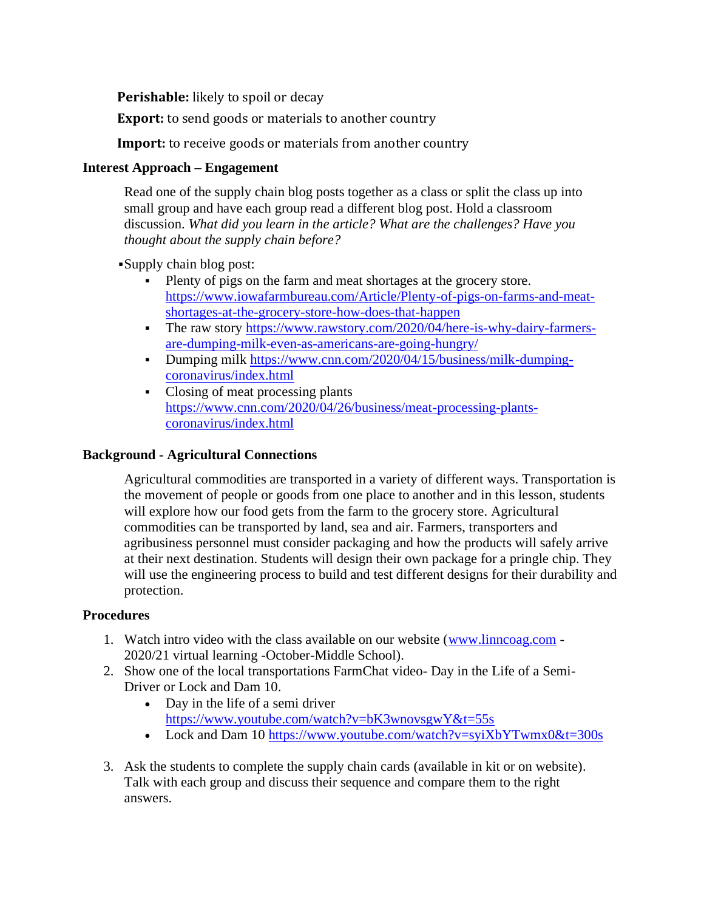**Perishable:** likely to spoil or decay

**Export:** to send goods or materials to another country

**Import:** to receive goods or materials from another country

### Interest Approach – Engagement

Read one of the supply chain blog posts together as a class or split the class up into small group and have each group read a different blog post. Hold a classroom discussion. *What did you learn in the article? What are the challenges? Have you thought about the supply chain before?*

- Supply chain blog post:
  - Plenty of pigs on the farm and meat shortages at the grocery store. https://www.iowafarmbureau.com/Article/Plenty-of-pigs-on-farms-and-meat-shortages-at-the-grocery-store-how-does-that-happen
  - The raw story https://www.rawstory.com/2020/04/here-is-why-dairy-farmers-are-dumping-milk-even-as-americans-are-going-hungry/
  - Dumping milk https://www.cnn.com/2020/04/15/business/milk-dumping-coronavirus/index.html
  - Closing of meat processing plants https://www.cnn.com/2020/04/26/business/meat-processing-plants-coronavirus/index.html

### Background - Agricultural Connections

Agricultural commodities are transported in a variety of different ways. Transportation is the movement of people or goods from one place to another and in this lesson, students will explore how our food gets from the farm to the grocery store. Agricultural commodities can be transported by land, sea and air. Farmers, transporters and agribusiness personnel must consider packaging and how the products will safely arrive at their next destination. Students will design their own package for a pringle chip. They will use the engineering process to build and test different designs for their durability and protection.

### Procedures

1. Watch intro video with the class available on our website (www.linncoag.com - 2020/21 virtual learning -October-Middle School).
2. Show one of the local transportations FarmChat video- Day in the Life of a Semi-Driver or Lock and Dam 10.
   - Day in the life of a semi driver https://www.youtube.com/watch?v=bK3wnovsgwY&t=55s
   - Lock and Dam 10 https://www.youtube.com/watch?v=syiXbYTwmx0&t=300s
3. Ask the students to complete the supply chain cards (available in kit or on website). Talk with each group and discuss their sequence and compare them to the right answers.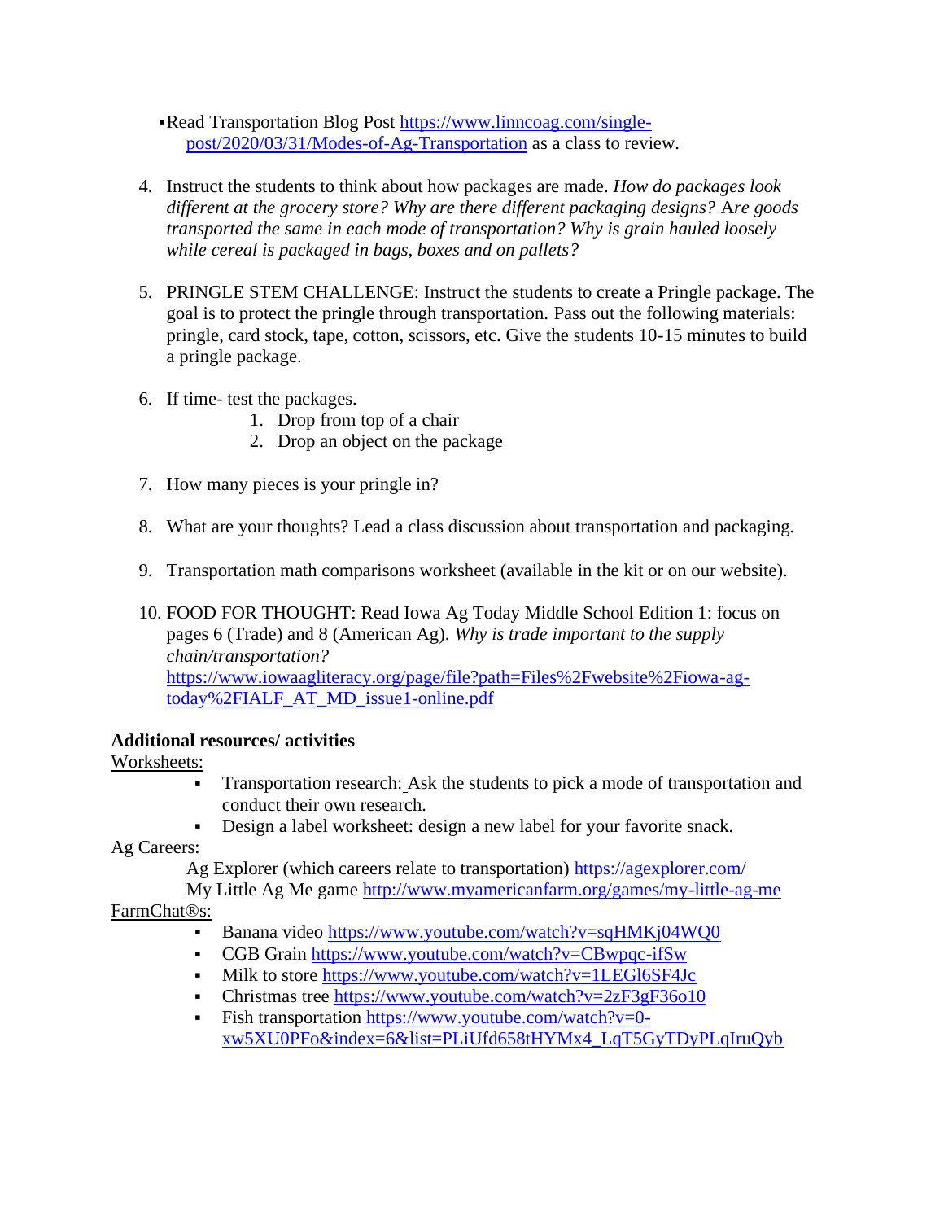- Read Transportation Blog Post [https://www.linncoag.com/single-post/2020/03/31/Modes-of-Ag-Transportation](https://www.linncoag.com/single-post/2020/03/31/Modes-of-Ag-Transportation) as a class to review.

4. Instruct the students to think about how packages are made. *How do packages look different at the grocery store? Why are there different packaging designs? Are goods transported the same in each mode of transportation? Why is grain hauled loosely while cereal is packaged in bags, boxes and on pallets?*

5. PRINGLE STEM CHALLENGE: Instruct the students to create a Pringle package. The goal is to protect the pringle through transportation. Pass out the following materials: pringle, card stock, tape, cotton, scissors, etc. Give the students 10-15 minutes to build a pringle package.

6. If time- test the packages.
   1. Drop from top of a chair
   2. Drop an object on the package

7. How many pieces is your pringle in?

8. What are your thoughts? Lead a class discussion about transportation and packaging.

9. Transportation math comparisons worksheet (available in the kit or on our website).

10. FOOD FOR THOUGHT: Read Iowa Ag Today Middle School Edition 1: focus on pages 6 (Trade) and 8 (American Ag). *Why is trade important to the supply chain/transportation?* [https://www.iowaagliteracy.org/page/file?path=Files%2Fwebsite%2Fiowa-ag-today%2FIAL_AT_MD_issue1-online.pdf](https://www.iowaagliteracy.org/page/file?path=Files%2Fwebsite%2Fiowa-ag-today%2FIAL_AT_MD_issue1-online.pdf)

**Additional resources/ activities**

Worksheets:

- Transportation research: Ask the students to pick a mode of transportation and conduct their own research.
- Design a label worksheet: design a new label for your favorite snack.

Ag Careers:

Ag Explorer (which careers relate to transportation) [https://agexplorer.com/](https://agexplorer.com/)

My Little Ag Me game [http://www.myamericanfarm.org/games/my-little-ag-me](http://www.myamericanfarm.org/games/my-little-ag-me)

FarmChat®s:

- Banana video [https://www.youtube.com/watch?v=sqHMKj04WQ0](https://www.youtube.com/watch?v=sqHMKj04WQ0)
- CGB Grain [https://www.youtube.com/watch?v=CBwpqc-ifSw](https://www.youtube.com/watch?v=CBwpqc-ifSw)
- Milk to store [https://www.youtube.com/watch?v=1LEGl6SF4Jc](https://www.youtube.com/watch?v=1LEGl6SF4Jc)
- Christmas tree [https://www.youtube.com/watch?v=2zF3gF36o10](https://www.youtube.com/watch?v=2zF3gF36o10)
- Fish transportation [https://www.youtube.com/watch?v=0-xw5XU0PFo&index=6&list=PLiUfd658tHYMx4_LqT5GyTDyPLqIruQyb](https://www.youtube.com/watch?v=0-xw5XU0PFo&index=6&list=PLiUfd658tHYMx4_LqT5GyTDyPLqIruQyb)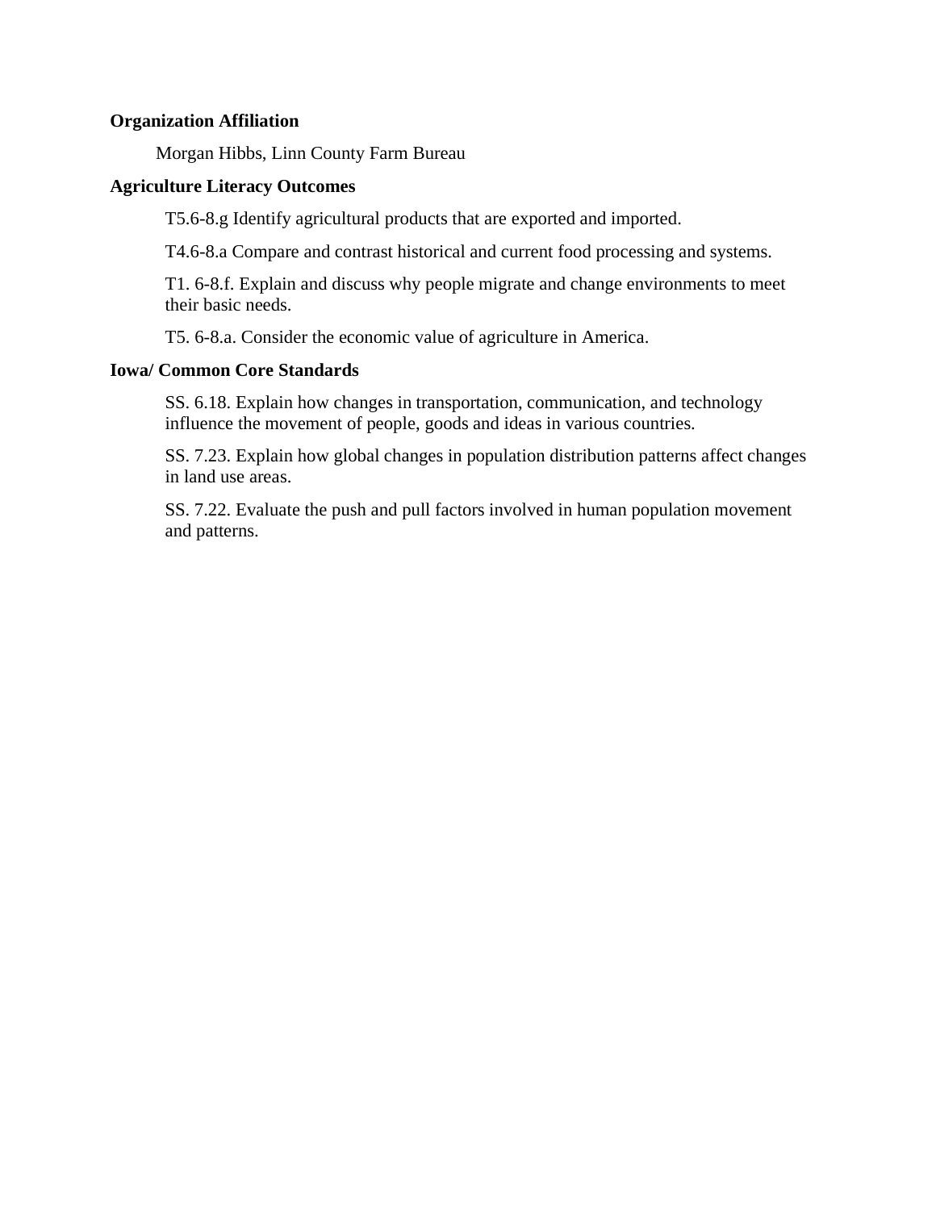**Organization Affiliation**

Morgan Hibbs, Linn County Farm Bureau

**Agriculture Literacy Outcomes**

T5.6-8.g Identify agricultural products that are exported and imported.

T4.6-8.a Compare and contrast historical and current food processing and systems.

T1. 6-8.f. Explain and discuss why people migrate and change environments to meet their basic needs.

T5. 6-8.a. Consider the economic value of agriculture in America.

**Iowa/ Common Core Standards**

SS. 6.18. Explain how changes in transportation, communication, and technology influence the movement of people, goods and ideas in various countries.

SS. 7.23. Explain how global changes in population distribution patterns affect changes in land use areas.

SS. 7.22. Evaluate the push and pull factors involved in human population movement and patterns.